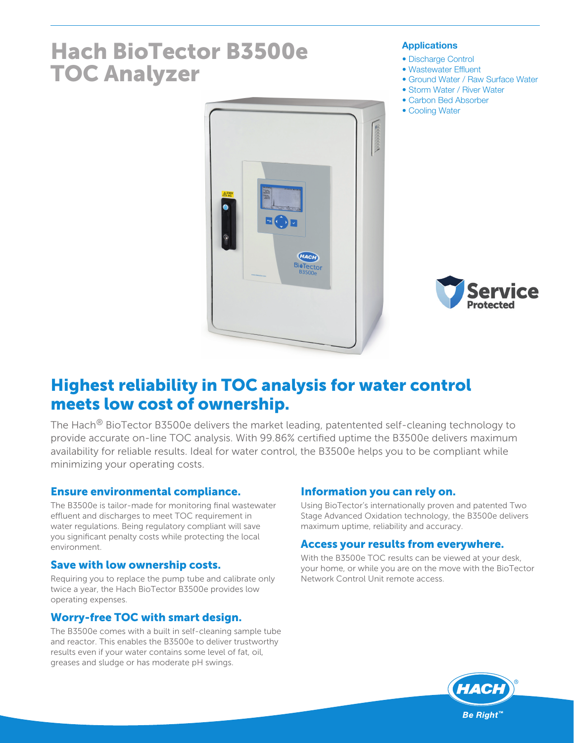# Hach BioTector B3500e TOC Analyzer

### Applications

- Discharge Control
- Wastewater Effluent
- Ground Water / Raw Surface Water
- Storm Water / River Water
- Carbon Bed Absorber
- Cooling Water

## Highest reliability in TOC analysis for water control meets low cost of ownership.

The Hach® BioTector B3500e delivers the market leading, patentented self-cleaning technology to provide accurate on-line TOC analysis. With 99.86% certified uptime the B3500e delivers maximum availability for reliable results. Ideal for water control, the B3500e helps you to be compliant while minimizing your operating costs.

### Ensure environmental compliance.

The B3500e is tailor-made for monitoring final wastewater effluent and discharges to meet TOC requirement in water regulations. Being regulatory compliant will save you significant penalty costs while protecting the local environment.

### Save with low ownership costs.

Requiring you to replace the pump tube and calibrate only twice a year, the Hach BioTector B3500e provides low operating expenses.

### Worry-free TOC with smart design.

The B3500e comes with a built in self-cleaning sample tube and reactor. This enables the B3500e to deliver trustworthy results even if your water contains some level of fat, oil, greases and sludge or has moderate pH swings.

### Information you can rely on.

Using BioTector's internationally proven and patented Two Stage Advanced Oxidation technology, the B3500e delivers maximum uptime, reliability and accuracy.

### Access your results from everywhere.

With the B3500e TOC results can be viewed at your desk, your home, or while you are on the move with the BioTector Network Control Unit remote access.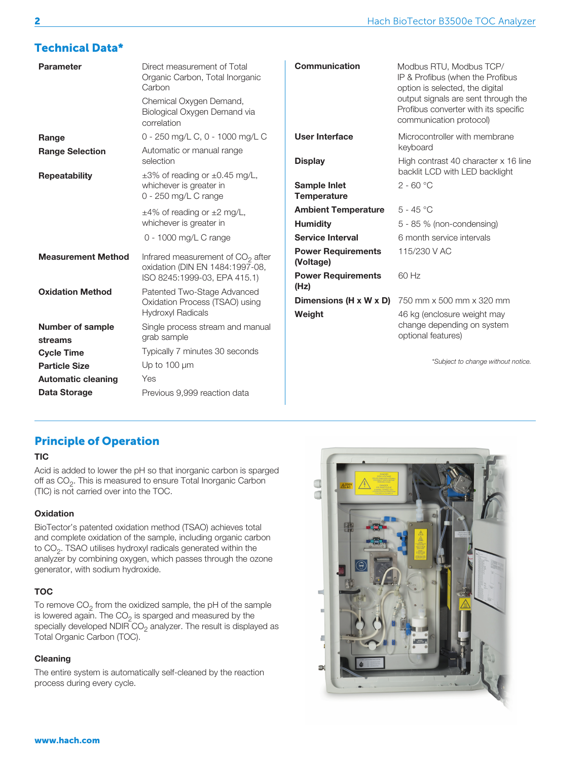## Technical Data*

| | |
|---|---|
| **Parameter** | Direct measurement of Total Organic Carbon, Total Inorganic Carbon<br>Chemical Oxygen Demand, Biological Oxygen Demand via correlation |
| **Range** | 0 - 250 mg/L C, 0 - 1000 mg/L C |
| **Range Selection** | Automatic or manual range selection |
| **Repeatability** | ±3% of reading or ±0.45 mg/L, whichever is greater in 0 - 250 mg/L C range<br>±4% of reading or ±2 mg/L, whichever is greater in 0 - 1000 mg/L C range |
| **Measurement Method** | Infrared measurement of $CO_2$ after oxidation (DIN EN 1484:1997-08, ISO 8245:1999-03, EPA 415.1) |
| **Oxidation Method** | Patented Two-Stage Advanced Oxidation Process (TSAO) using Hydroxyl Radicals |
| **Number of sample streams** | Single process stream and manual grab sample |
| **Cycle Time** | Typically 7 minutes 30 seconds |
| **Particle Size** | Up to 100 µm |
| **Automatic cleaning** | Yes |
| **Data Storage** | Previous 9,999 reaction data |
| **Communication** | Modbus RTU, Modbus TCP/IP & Profibus (when the Profibus option is selected, the digital output signals are sent through the Profibus converter with its specific communication protocol) |
| **User Interface** | Microcontroller with membrane keyboard |
| **Display** | High contrast 40 character x 16 line backlit LCD with LED backlight |
| **Sample Inlet Temperature** | 2 - 60 °C |
| **Ambient Temperature** | 5 - 45 °C |
| **Humidity** | 5 - 85 % (non-condensing) |
| **Service Interval** | 6 month service intervals |
| **Power Requirements (Voltage)** | 115/230 V AC |
| **Power Requirements (Hz)** | 60 Hz |
| **Dimensions (H x W x D)** | 750 mm x 500 mm x 320 mm |
| **Weight** | 46 kg (enclosure weight may change depending on system optional features) |

*\*Subject to change without notice.*

## Principle of Operation

### TIC

Acid is added to lower the pH so that inorganic carbon is sparged off as $CO_2$. This is measured to ensure Total Inorganic Carbon (TIC) is not carried over into the TOC.

### Oxidation

BioTector's patented oxidation method (TSAO) achieves total and complete oxidation of the sample, including organic carbon to $CO_2$. TSAO utilises hydroxyl radicals generated within the analyzer by combining oxygen, which passes through the ozone generator, with sodium hydroxide.

### TOC

To remove $CO_2$ from the oxidized sample, the pH of the sample is lowered again. The $CO_2$ is sparged and measured by the specially developed NDIR $CO_2$ analyzer. The result is displayed as Total Organic Carbon (TOC).

### Cleaning

The entire system is automatically self-cleaned by the reaction process during every cycle.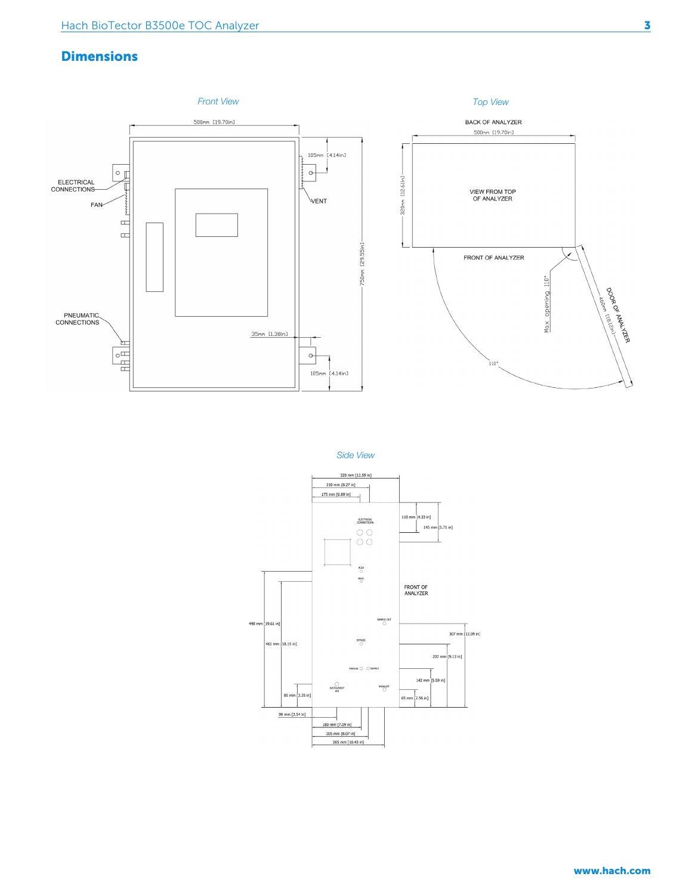## Dimensions

*Front View*

500mm [19.70in]

105mm [4.14in]

ELECTRICAL CONNECTIONS

FAN

VENT

750mm [29.55in]

PNEUMATIC CONNECTIONS

35mm [1.38in]

105mm [4.14in]

*Top View*

BACK OF ANALYZER

500mm [19.70in]

320mm [12.61in]

VIEW FROM TOP OF ANALYZER

FRONT OF ANALYZER

Max opening 110°

DOOR OF ANALYZER

460mm [18.12in]

110°

*Side View*

320 mm [12.59 in]

210 mm [8.27 in]

175 mm [6.89 in]

110 mm [4.33 in]

145 mm [5.71 in]

ELECTRICAL CONNECTIONS

ACID

BASE

FRONT OF ANALYZER

498 mm [19.61 in]

461 mm [18.15 in]

SAMPLE OUT

307 mm [12.09 in]

BYPASS

232 mm [9.13 in]

MANUAL

SAMPLE

142 mm [5.59 in]

INSTRUMENT AIR

EXHAUST

85 mm [3.35 in]

65 mm [2.56 in]

90 mm [3.54 in]

180 mm [7.09 in]

205 mm [8.07 in]

265 mm [10.43 in]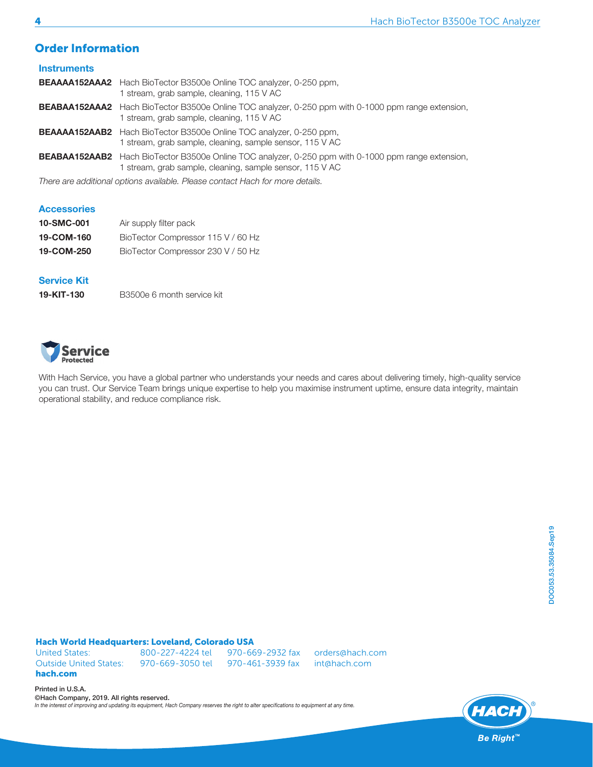## Order Information

### Instruments

| | |
|---|---|
| **BEAAAA152AAA2** | Hach BioTector B3500e Online TOC analyzer, 0-250 ppm, 1 stream, grab sample, cleaning, 115 V AC |
| **BEABAA152AAA2** | Hach BioTector B3500e Online TOC analyzer, 0-250 ppm with 0-1000 ppm range extension, 1 stream, grab sample, cleaning, 115 V AC |
| **BEAAAA152AAB2** | Hach BioTector B3500e Online TOC analyzer, 0-250 ppm, 1 stream, grab sample, cleaning, sample sensor, 115 V AC |
| **BEABAA152AAB2** | Hach BioTector B3500e Online TOC analyzer, 0-250 ppm with 0-1000 ppm range extension, 1 stream, grab sample, cleaning, sample sensor, 115 V AC |

*There are additional options available. Please contact Hach for more details.*

### Accessories

| | |
|---|---|
| **10-SMC-001** | Air supply filter pack |
| **19-COM-160** | BioTector Compressor 115 V / 60 Hz |
| **19-COM-250** | BioTector Compressor 230 V / 50 Hz |

### Service Kit

| | |
|---|---|
| **19-KIT-130** | B3500e 6 month service kit |

**Service Protected**

With Hach Service, you have a global partner who understands your needs and cares about delivering timely, high-quality service you can trust. Our Service Team brings unique expertise to help you maximise instrument uptime, ensure data integrity, maintain operational stability, and reduce compliance risk.

DOC053.53.35084.Sep19

**Hach World Headquarters: Loveland, Colorado USA**

| | | | |
|---|---|---|---|
| United States: | 800-227-4224 tel | 970-669-2932 fax | orders@hach.com |
| Outside United States: | 970-669-3050 tel | 970-461-3939 fax | int@hach.com |

**hach.com**

Printed in U.S.A.
©Hach Company, 2019. All rights reserved.
*In the interest of improving and updating its equipment, Hach Company reserves the right to alter specifications to equipment at any time.*

HACH® Be Right™